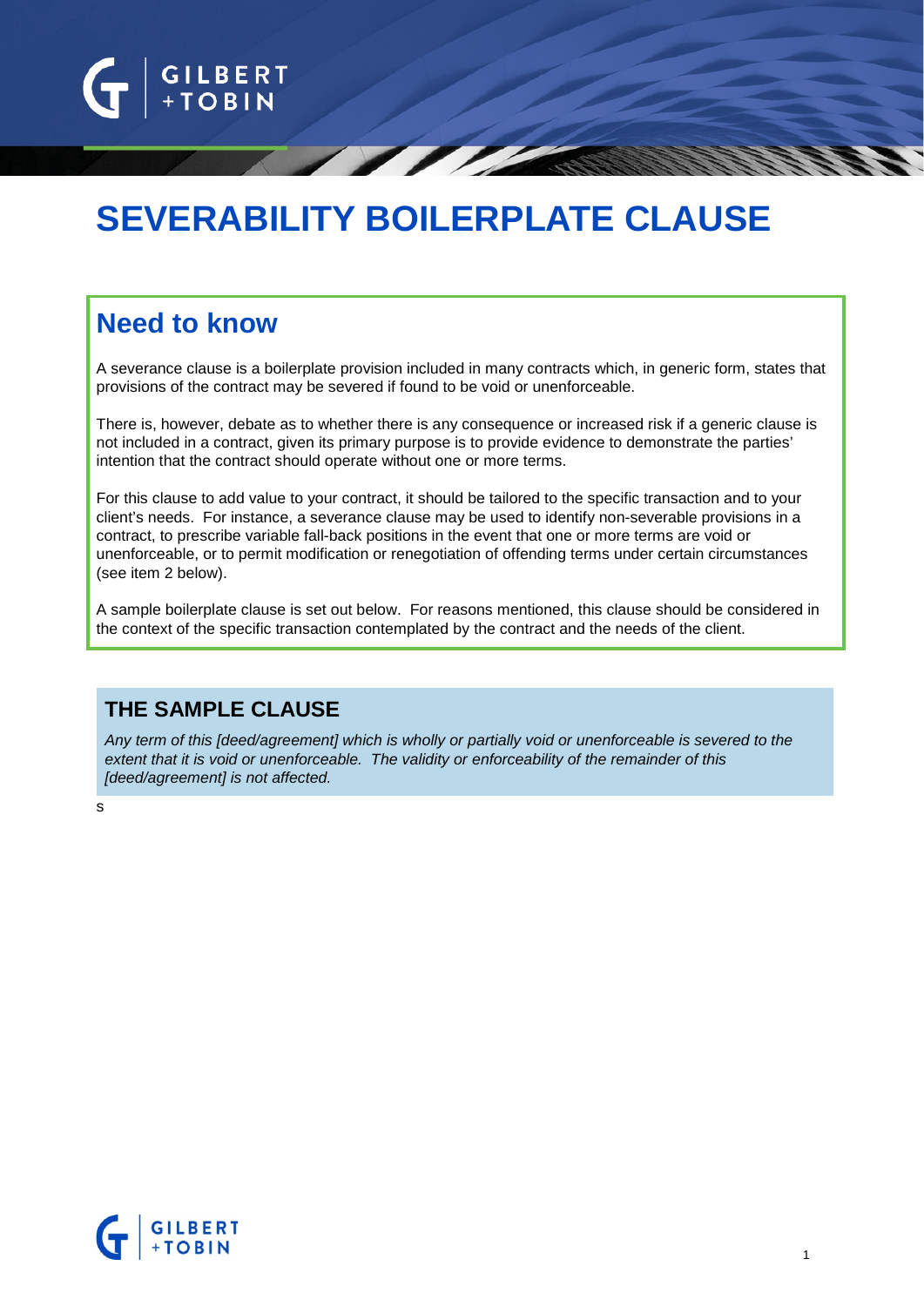# SEVERABILITY BOILERPLATE CLAUSE

## Need to know

A severance clause is a boilerplate provision included in many contracts which, in generic form, states that provisions of the contract may be severed if found to be void or unenforceable.

There is, however, debate as to whether there is any consequence or increased risk if a generic clause is not included in a contract, given its primary purpose is to provide evidence to demonstrate the parties' intention that the contract should operate without one or more terms.

For this clause to add value to your contract, it should be tailored to the specific transaction and to your client's needs. For instance, a severance clause may be used to identify non-severable provisions in a contract, to prescribe variable fall-back positions in the event that one or more terms are void or unenforceable, or to permit modification or renegotiation of offending terms under certain circumstances (see item 2 below).

A sample boilerplate clause is set out below. For reasons mentioned, this clause should be considered in the context of the specific transaction contemplated by the contract and the needs of the client.

## THE SAMPLE CLAUSE

*Any term of this [deed/agreement] which is wholly or partially void or unenforceable is severed to the extent that it is void or unenforceable. The validity or enforceability of the remainder of this [deed/agreement] is not affected.*

s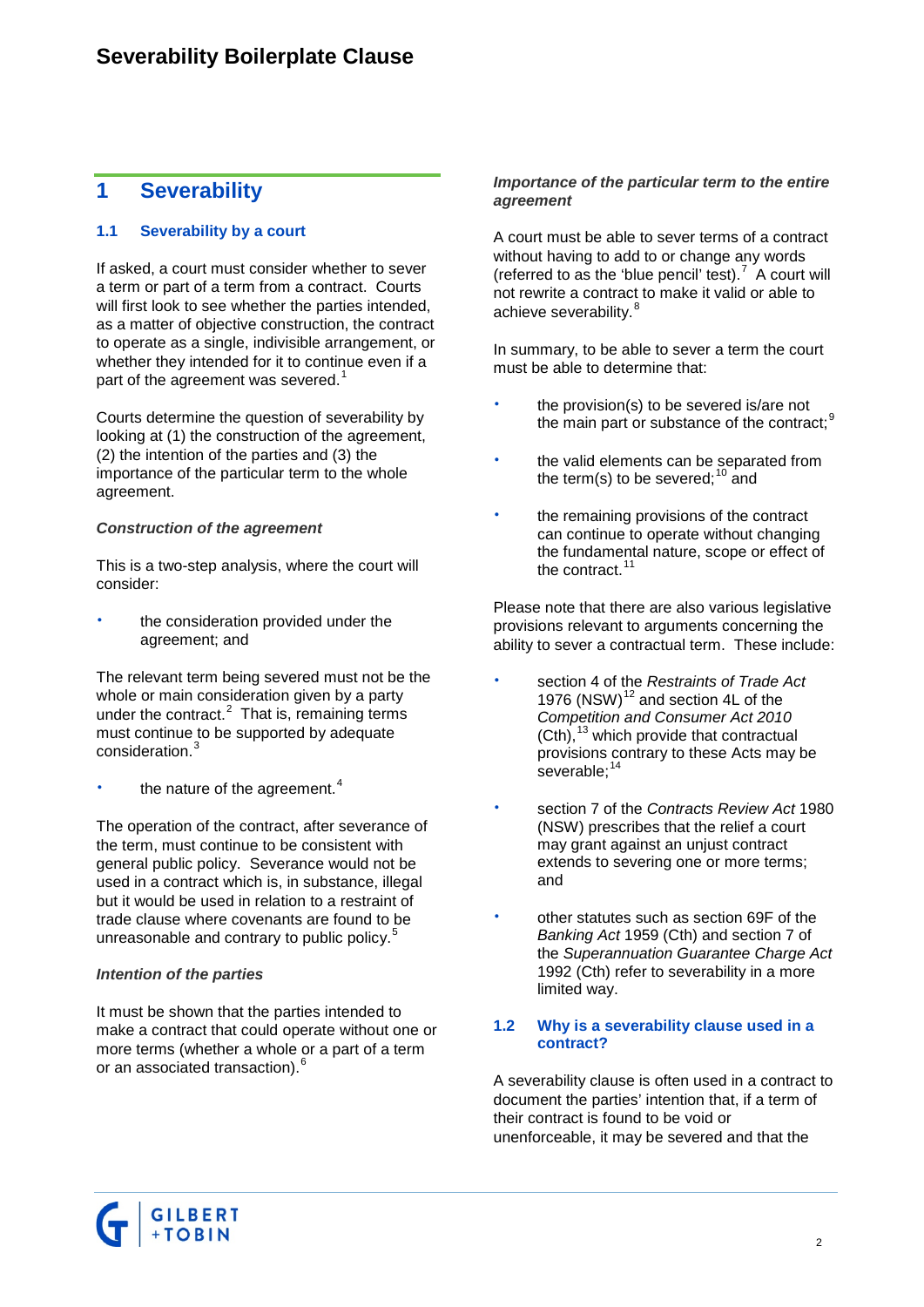## 1 Severability

### 1.1 Severability by a court

If asked, a court must consider whether to sever a term or part of a term from a contract. Courts will first look to see whether the parties intended, as a matter of objective construction, the contract to operate as a single, indivisible arrangement, or whether they intended for it to continue even if a part of the agreement was severed.[1]

Courts determine the question of severability by looking at (1) the construction of the agreement, (2) the intention of the parties and (3) the importance of the particular term to the whole agreement.

***Construction of the agreement***

This is a two-step analysis, where the court will consider:

- the consideration provided under the agreement; and

The relevant term being severed must not be the whole or main consideration given by a party under the contract.[2] That is, remaining terms must continue to be supported by adequate consideration.[3]

- the nature of the agreement.[4]

The operation of the contract, after severance of the term, must continue to be consistent with general public policy. Severance would not be used in a contract which is, in substance, illegal but it would be used in relation to a restraint of trade clause where covenants are found to be unreasonable and contrary to public policy.[5]

***Intention of the parties***

It must be shown that the parties intended to make a contract that could operate without one or more terms (whether a whole or a part of a term or an associated transaction).[6]

***Importance of the particular term to the entire agreement***

A court must be able to sever terms of a contract without having to add to or change any words (referred to as the 'blue pencil' test).[7] A court will not rewrite a contract to make it valid or able to achieve severability.[8]

In summary, to be able to sever a term the court must be able to determine that:

- the provision(s) to be severed is/are not the main part or substance of the contract;[9]
- the valid elements can be separated from the term(s) to be severed;[10] and
- the remaining provisions of the contract can continue to operate without changing the fundamental nature, scope or effect of the contract.[11]

Please note that there are also various legislative provisions relevant to arguments concerning the ability to sever a contractual term. These include:

- section 4 of the *Restraints of Trade Act* 1976 (NSW)[12] and section 4L of the *Competition and Consumer Act 2010* (Cth),[13] which provide that contractual provisions contrary to these Acts may be severable;[14]
- section 7 of the *Contracts Review Act* 1980 (NSW) prescribes that the relief a court may grant against an unjust contract extends to severing one or more terms; and
- other statutes such as section 69F of the *Banking Act* 1959 (Cth) and section 7 of the *Superannuation Guarantee Charge Act* 1992 (Cth) refer to severability in a more limited way.

### 1.2 Why is a severability clause used in a contract?

A severability clause is often used in a contract to document the parties' intention that, if a term of their contract is found to be void or unenforceable, it may be severed and that the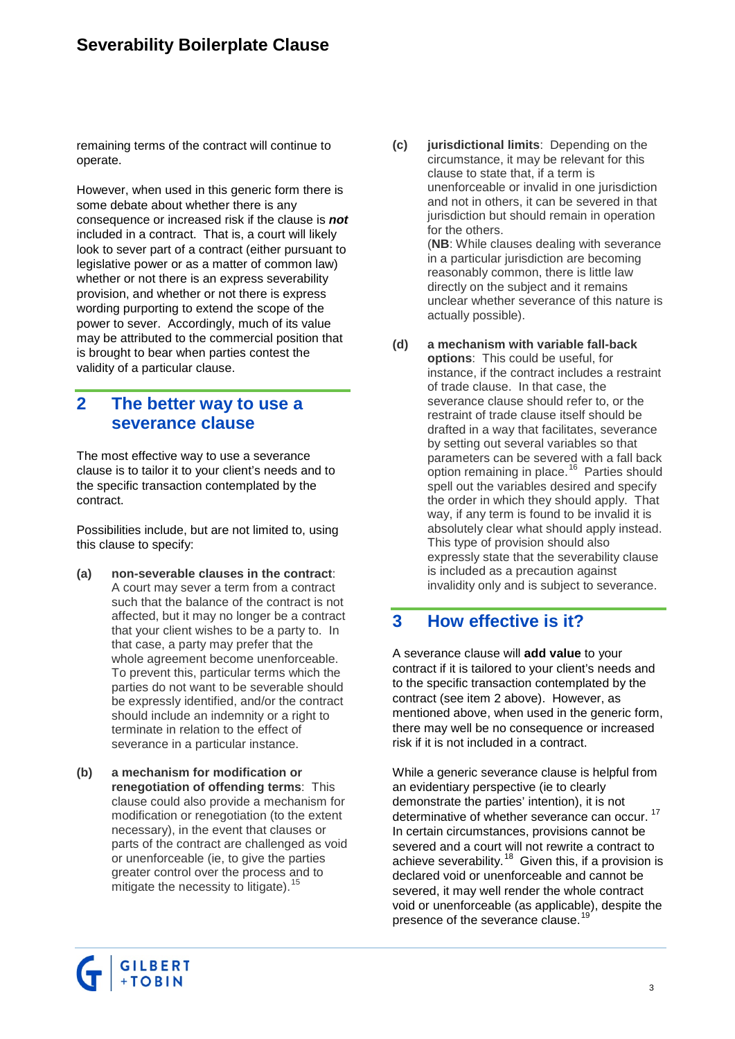remaining terms of the contract will continue to operate.

However, when used in this generic form there is some debate about whether there is any consequence or increased risk if the clause is ***not*** included in a contract. That is, a court will likely look to sever part of a contract (either pursuant to legislative power or as a matter of common law) whether or not there is an express severability provision, and whether or not there is express wording purporting to extend the scope of the power to sever. Accordingly, much of its value may be attributed to the commercial position that is brought to bear when parties contest the validity of a particular clause.

## 2 The better way to use a severance clause

The most effective way to use a severance clause is to tailor it to your client's needs and to the specific transaction contemplated by the contract.

Possibilities include, but are not limited to, using this clause to specify:

**(a)** **non-severable clauses in the contract**: A court may sever a term from a contract such that the balance of the contract is not affected, but it may no longer be a contract that your client wishes to be a party to. In that case, a party may prefer that the whole agreement become unenforceable. To prevent this, particular terms which the parties do not want to be severable should be expressly identified, and/or the contract should include an indemnity or a right to terminate in relation to the effect of severance in a particular instance.

**(b)** **a mechanism for modification or renegotiation of offending terms**: This clause could also provide a mechanism for modification or renegotiation (to the extent necessary), in the event that clauses or parts of the contract are challenged as void or unenforceable (ie, to give the parties greater control over the process and to mitigate the necessity to litigate).[15]

**(c)** **jurisdictional limits**: Depending on the circumstance, it may be relevant for this clause to state that, if a term is unenforceable or invalid in one jurisdiction and not in others, it can be severed in that jurisdiction but should remain in operation for the others.
(**NB**: While clauses dealing with severance in a particular jurisdiction are becoming reasonably common, there is little law directly on the subject and it remains unclear whether severance of this nature is actually possible).

**(d)** **a mechanism with variable fall-back options**: This could be useful, for instance, if the contract includes a restraint of trade clause. In that case, the severance clause should refer to, or the restraint of trade clause itself should be drafted in a way that facilitates, severance by setting out several variables so that parameters can be severed with a fall back option remaining in place.[16] Parties should spell out the variables desired and specify the order in which they should apply. That way, if any term is found to be invalid it is absolutely clear what should apply instead. This type of provision should also expressly state that the severability clause is included as a precaution against invalidity only and is subject to severance.

## 3 How effective is it?

A severance clause will **add value** to your contract if it is tailored to your client's needs and to the specific transaction contemplated by the contract (see item 2 above). However, as mentioned above, when used in the generic form, there may well be no consequence or increased risk if it is not included in a contract.

While a generic severance clause is helpful from an evidentiary perspective (ie to clearly demonstrate the parties' intention), it is not determinative of whether severance can occur.[17] In certain circumstances, provisions cannot be severed and a court will not rewrite a contract to achieve severability.[18] Given this, if a provision is declared void or unenforceable and cannot be severed, it may well render the whole contract void or unenforceable (as applicable), despite the presence of the severance clause.[19]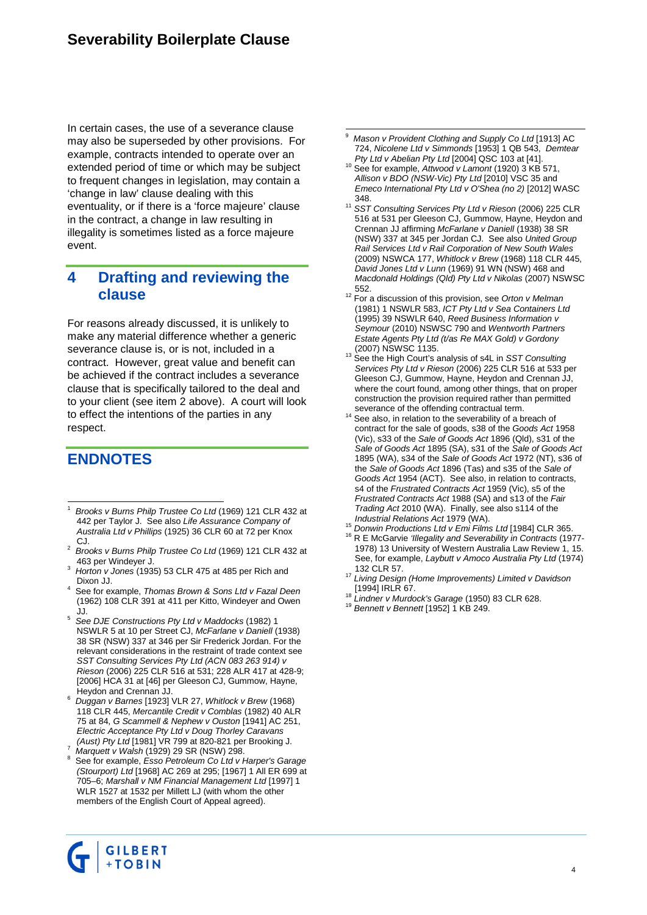In certain cases, the use of a severance clause may also be superseded by other provisions. For example, contracts intended to operate over an extended period of time or which may be subject to frequent changes in legislation, may contain a 'change in law' clause dealing with this eventuality, or if there is a 'force majeure' clause in the contract, a change in law resulting in illegality is sometimes listed as a force majeure event.

## 4 Drafting and reviewing the clause

For reasons already discussed, it is unlikely to make any material difference whether a generic severance clause is, or is not, included in a contract. However, great value and benefit can be achieved if the contract includes a severance clause that is specifically tailored to the deal and to your client (see item 2 above). A court will look to effect the intentions of the parties in any respect.

## ENDNOTES

[1] *Brooks v Burns Philp Trustee Co Ltd* (1969) 121 CLR 432 at 442 per Taylor J. See also *Life Assurance Company of Australia Ltd v Phillips* (1925) 36 CLR 60 at 72 per Knox CJ.

[2] *Brooks v Burns Philp Trustee Co Ltd* (1969) 121 CLR 432 at 463 per Windeyer J.

[3] *Horton v Jones* (1935) 53 CLR 475 at 485 per Rich and Dixon JJ.

[4] See for example, *Thomas Brown & Sons Ltd v Fazal Deen* (1962) 108 CLR 391 at 411 per Kitto, Windeyer and Owen JJ.

[5] *See DJE Constructions Pty Ltd v Maddocks* (1982) 1 NSWLR 5 at 10 per Street CJ, *McFarlane v Daniell* (1938) 38 SR (NSW) 337 at 346 per Sir Frederick Jordan. For the relevant considerations in the restraint of trade context see *SST Consulting Services Pty Ltd (ACN 083 263 914) v Rieson* (2006) 225 CLR 516 at 531; 228 ALR 417 at 428-9; [2006] HCA 31 at [46] per Gleeson CJ, Gummow, Hayne, Heydon and Crennan JJ.

[6] *Duggan v Barnes* [1923] VLR 27, *Whitlock v Brew* (1968) 118 CLR 445, *Mercantile Credit v Comblas* (1982) 40 ALR 75 at 84, *G Scammell & Nephew v Ouston* [1941] AC 251, *Electric Acceptance Pty Ltd v Doug Thorley Caravans (Aust) Pty Ltd* [1981] VR 799 at 820-821 per Brooking J.

[7] *Marquett v Walsh* (1929) 29 SR (NSW) 298.

[8] See for example, *Esso Petroleum Co Ltd v Harper's Garage (Stourport) Ltd* [1968] AC 269 at 295; [1967] 1 All ER 699 at 705–6; *Marshall v NM Financial Management Ltd* [1997] 1 WLR 1527 at 1532 per Millett LJ (with whom the other members of the English Court of Appeal agreed).

[9] *Mason v Provident Clothing and Supply Co Ltd* [1913] AC 724, *Nicolene Ltd v Simmonds* [1953] 1 QB 543, *Demtear Pty Ltd v Abelian Pty Ltd* [2004] QSC 103 at [41].

[10] See for example, *Attwood v Lamont* (1920) 3 KB 571, *Allison v BDO (NSW-Vic) Pty Ltd* [2010] VSC 35 and *Emeco International Pty Ltd v O'Shea (no 2)* [2012] WASC 348.

[11] *SST Consulting Services Pty Ltd v Rieson* (2006) 225 CLR 516 at 531 per Gleeson CJ, Gummow, Hayne, Heydon and Crennan JJ affirming *McFarlane v Daniell* (1938) 38 SR (NSW) 337 at 345 per Jordan CJ. See also *United Group Rail Services Ltd v Rail Corporation of New South Wales* (2009) NSWCA 177, *Whitlock v Brew* (1968) 118 CLR 445, *David Jones Ltd v Lunn* (1969) 91 WN (NSW) 468 and *Macdonald Holdings (Qld) Pty Ltd v Nikolas* (2007) NSWSC 552.

[12] For a discussion of this provision, see *Orton v Melman* (1981) 1 NSWLR 583, *ICT Pty Ltd v Sea Containers Ltd* (1995) 39 NSWLR 640, *Reed Business Information v Seymour* (2010) NSWSC 790 and *Wentworth Partners Estate Agents Pty Ltd (t/as Re MAX Gold) v Gordony* (2007) NSWSC 1135.

[13] See the High Court's analysis of s4L in *SST Consulting Services Pty Ltd v Rieson* (2006) 225 CLR 516 at 533 per Gleeson CJ, Gummow, Hayne, Heydon and Crennan JJ, where the court found, among other things, that on proper construction the provision required rather than permitted severance of the offending contractual term.

[14] See also, in relation to the severability of a breach of contract for the sale of goods, s38 of the *Goods Act* 1958 (Vic), s33 of the *Sale of Goods Act* 1896 (Qld), s31 of the *Sale of Goods Act* 1895 (SA), s31 of the *Sale of Goods Act* 1895 (WA), s34 of the *Sale of Goods Act* 1972 (NT), s36 of the *Sale of Goods Act* 1896 (Tas) and s35 of the *Sale of Goods Act* 1954 (ACT). See also, in relation to contracts, s4 of the *Frustrated Contracts Act* 1959 (Vic), s5 of the *Frustrated Contracts Act* 1988 (SA) and s13 of the *Fair Trading Act* 2010 (WA). Finally, see also s114 of the *Industrial Relations Act* 1979 (WA).

[15] *Donwin Productions Ltd v Emi Films Ltd* [1984] CLR 365.

[16] R E McGarvie *'Illegality and Severability in Contracts* (1977-1978) 13 University of Western Australia Law Review 1, 15. See, for example, *Laybutt v Amoco Australia Pty Ltd* (1974) 132 CLR 57.

[17] *Living Design (Home Improvements) Limited v Davidson* [1994] IRLR 67.

[18] *Lindner v Murdock's Garage* (1950) 83 CLR 628.

[19] *Bennett v Bennett* [1952] 1 KB 249.